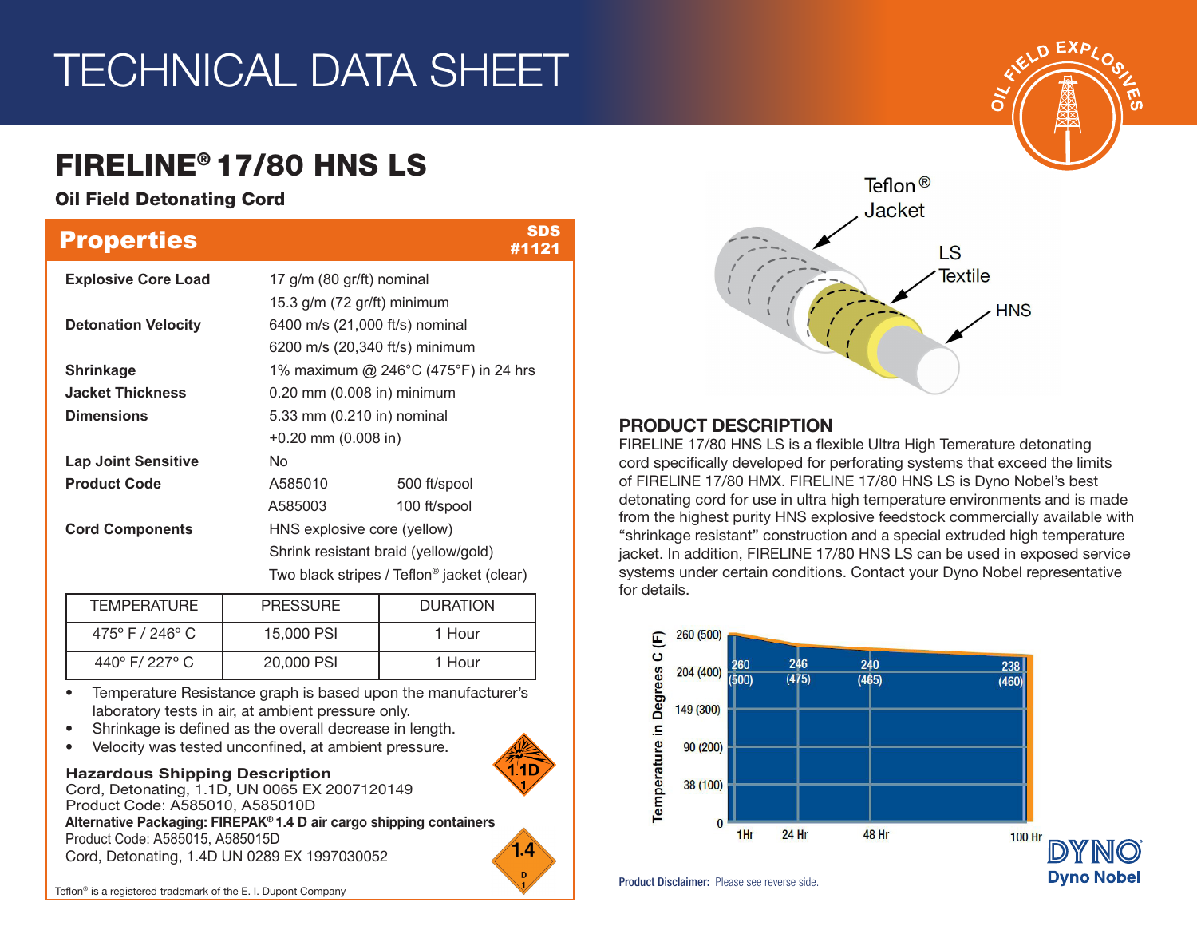# TECHNICAL DATA SHEET

## FIRELINE® 17/80 HNS LS

### Oil Field Detonating Cord

## Properties

SDS #1121

| | | |
|---|---|---|
| **Explosive Core Load** | 17 g/m (80 gr/ft) nominal | |
| | 15.3 g/m (72 gr/ft) minimum | |
| **Detonation Velocity** | 6400 m/s (21,000 ft/s) nominal | |
| | 6200 m/s (20,340 ft/s) minimum | |
| **Shrinkage** | 1% maximum @ 246°C (475°F) in 24 hrs | |
| **Jacket Thickness** | 0.20 mm (0.008 in) minimum | |
| **Dimensions** | 5.33 mm (0.210 in) nominal | |
| | ±0.20 mm (0.008 in) | |
| **Lap Joint Sensitive** | No | |
| **Product Code** | A585010 | 500 ft/spool |
| | A585003 | 100 ft/spool |
| **Cord Components** | HNS explosive core (yellow) | |
| | Shrink resistant braid (yellow/gold) | |
| | Two black stripes / Teflon® jacket (clear) | |

| TEMPERATURE | PRESSURE | DURATION |
|---|---|---|
| 475° F / 246° C | 15,000 PSI | 1 Hour |
| 440° F/ 227° C | 20,000 PSI | 1 Hour |

- Temperature Resistance graph is based upon the manufacturer's laboratory tests in air, at ambient pressure only.
- Shrinkage is defined as the overall decrease in length.
- Velocity was tested unconfined, at ambient pressure.

**Hazardous Shipping Description**

Cord, Detonating, 1.1D, UN 0065 EX 2007120149

Product Code: A585010, A585010D

**Alternative Packaging: FIREPAK® 1.4 D air cargo shipping containers**

Product Code: A585015, A585015D

Cord, Detonating, 1.4D UN 0289 EX 1997030052

Teflon® is a registered trademark of the E. I. Dupont Company

Teflon® Jacket

LS Textile

HNS

## PRODUCT DESCRIPTION

FIRELINE 17/80 HNS LS is a flexible Ultra High Temerature detonating cord specifically developed for perforating systems that exceed the limits of FIRELINE 17/80 HMX. FIRELINE 17/80 HNS LS is Dyno Nobel's best detonating cord for use in ultra high temperature environments and is made from the highest purity HNS explosive feedstock commercially available with "shrinkage resistant" construction and a special extruded high temperature jacket. In addition, FIRELINE 17/80 HNS LS can be used in exposed service systems under certain conditions. Contact your Dyno Nobel representative for details.

Temperature in Degrees C (F)

| Time | 1Hr | 24 Hr | 48 Hr | 100 Hr |
|---|---|---|---|---|
| Temperature °C (°F) | 260 (500) | 246 (475) | 240 (465) | 238 (460) |

Y-axis: 0, 38 (100), 90 (200), 149 (300), 204 (400), 260 (500)

**Product Disclaimer:** Please see reverse side.

Dyno Nobel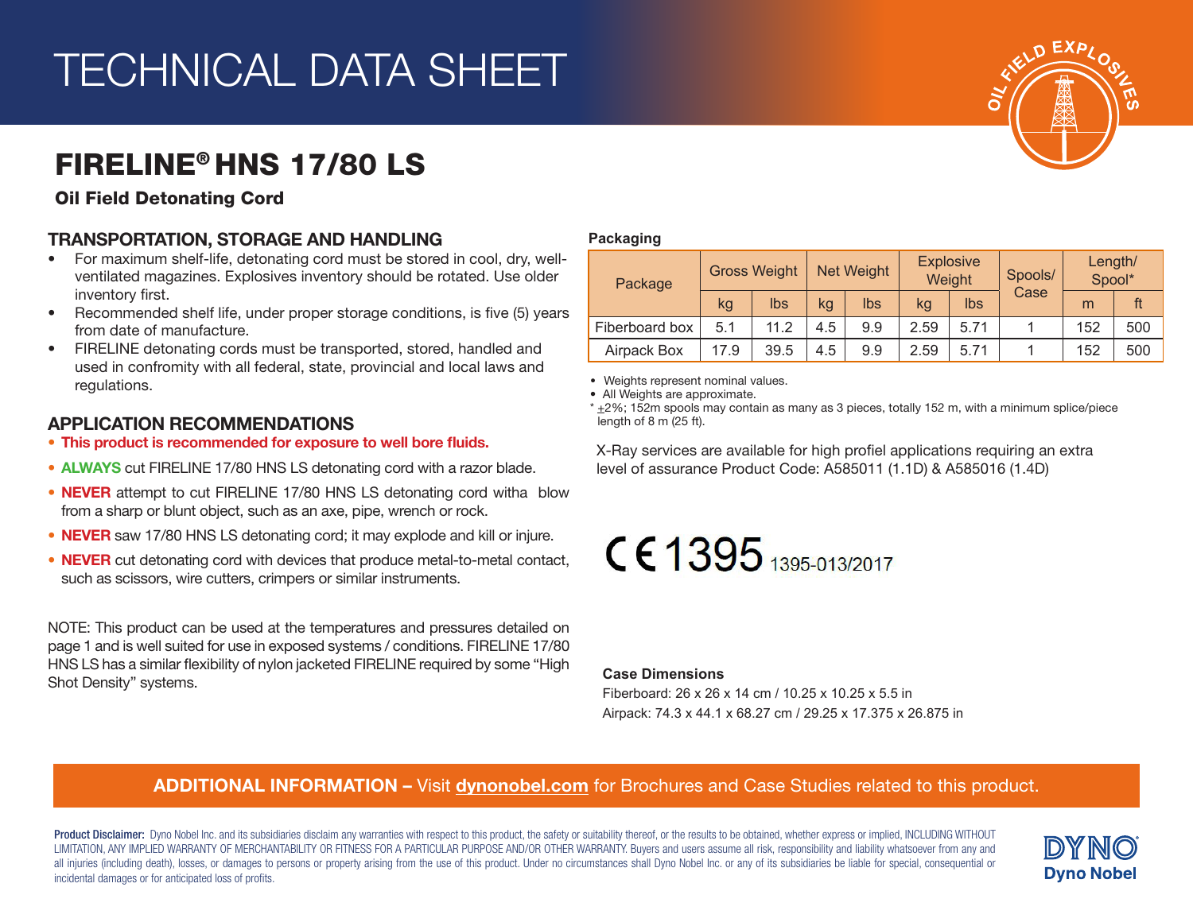# TECHNICAL DATA SHEET

## FIRELINE® HNS 17/80 LS

**Oil Field Detonating Cord**

### TRANSPORTATION, STORAGE AND HANDLING

- For maximum shelf-life, detonating cord must be stored in cool, dry, well-ventilated magazines. Explosives inventory should be rotated. Use older inventory first.
- Recommended shelf life, under proper storage conditions, is five (5) years from date of manufacture.
- FIRELINE detonating cords must be transported, stored, handled and used in confromity with all federal, state, provincial and local laws and regulations.

### APPLICATION RECOMMENDATIONS

- **This product is recommended for exposure to well bore fluids.**
- **ALWAYS** cut FIRELINE 17/80 HNS LS detonating cord with a razor blade.
- **NEVER** attempt to cut FIRELINE 17/80 HNS LS detonating cord witha blow from a sharp or blunt object, such as an axe, pipe, wrench or rock.
- **NEVER** saw 17/80 HNS LS detonating cord; it may explode and kill or injure.
- **NEVER** cut detonating cord with devices that produce metal-to-metal contact, such as scissors, wire cutters, crimpers or similar instruments.

NOTE: This product can be used at the temperatures and pressures detailed on page 1 and is well suited for use in exposed systems / conditions. FIRELINE 17/80 HNS LS has a similar flexibility of nylon jacketed FIRELINE required by some “High Shot Density” systems.

**Packaging**

| Package | Gross Weight | | Net Weight | | Explosive Weight | | Spools/ Case | Length/ Spool* | |
|---|---|---|---|---|---|---|---|---|---|
| | kg | lbs | kg | lbs | kg | lbs | | m | ft |
| Fiberboard box | 5.1 | 11.2 | 4.5 | 9.9 | 2.59 | 5.71 | 1 | 152 | 500 |
| Airpack Box | 17.9 | 39.5 | 4.5 | 9.9 | 2.59 | 5.71 | 1 | 152 | 500 |

- Weights represent nominal values.
- All Weights are approximate.

\* ±2%; 152m spools may contain as many as 3 pieces, totally 152 m, with a minimum splice/piece length of 8 m (25 ft).

X-Ray services are available for high profiel applications requiring an extra level of assurance Product Code: A585011 (1.1D) & A585016 (1.4D)

CE 1395 1395-013/2017

**Case Dimensions**

Fiberboard: 26 x 26 x 14 cm / 10.25 x 10.25 x 5.5 in

Airpack: 74.3 x 44.1 x 68.27 cm / 29.25 x 17.375 x 26.875 in

**ADDITIONAL INFORMATION –** Visit **dynonobel.com** for Brochures and Case Studies related to this product.

**Product Disclaimer:** Dyno Nobel Inc. and its subsidiaries disclaim any warranties with respect to this product, the safety or suitability thereof, or the results to be obtained, whether express or implied, INCLUDING WITHOUT LIMITATION, ANY IMPLIED WARRANTY OF MERCHANTABILITY OR FITNESS FOR A PARTICULAR PURPOSE AND/OR OTHER WARRANTY. Buyers and users assume all risk, responsibility and liability whatsoever from any and all injuries (including death), losses, or damages to persons or property arising from the use of this product. Under no circumstances shall Dyno Nobel Inc. or any of its subsidiaries be liable for special, consequential or incidental damages or for anticipated loss of profits.

DYNO Dyno Nobel